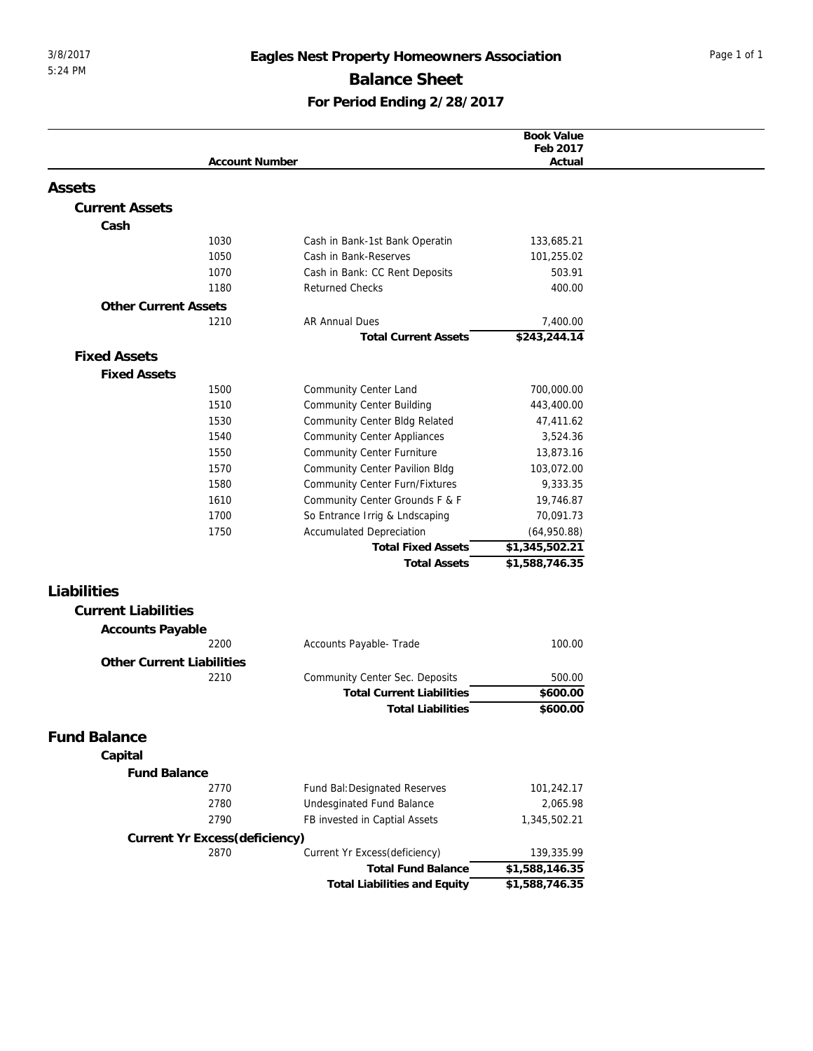# Eagles Nest Property Homeowners Association

## Balance Sheet

### For Period Ending 2/28/2017

| Account Number | | Book Value Feb 2017 Actual |
|---|---|---|
| **Assets** | | |
| **Current Assets** | | |
| **Cash** | | |
| 1030 | Cash in Bank-1st Bank Operatin | 133,685.21 |
| 1050 | Cash in Bank-Reserves | 101,255.02 |
| 1070 | Cash in Bank: CC Rent Deposits | 503.91 |
| 1180 | Returned Checks | 400.00 |
| **Other Current Assets** | | |
| 1210 | AR Annual Dues | 7,400.00 |
| | **Total Current Assets** | **$243,244.14** |
| **Fixed Assets** | | |
| **Fixed Assets** | | |
| 1500 | Community Center Land | 700,000.00 |
| 1510 | Community Center Building | 443,400.00 |
| 1530 | Community Center Bldg Related | 47,411.62 |
| 1540 | Community Center Appliances | 3,524.36 |
| 1550 | Community Center Furniture | 13,873.16 |
| 1570 | Community Center Pavilion Bldg | 103,072.00 |
| 1580 | Community Center Furn/Fixtures | 9,333.35 |
| 1610 | Community Center Grounds F & F | 19,746.87 |
| 1700 | So Entrance Irrig & Lndscaping | 70,091.73 |
| 1750 | Accumulated Depreciation | (64,950.88) |
| | **Total Fixed Assets** | **$1,345,502.21** |
| | **Total Assets** | **$1,588,746.35** |
| **Liabilities** | | |
| **Current Liabilities** | | |
| **Accounts Payable** | | |
| 2200 | Accounts Payable- Trade | 100.00 |
| **Other Current Liabilities** | | |
| 2210 | Community Center Sec. Deposits | 500.00 |
| | **Total Current Liabilities** | **$600.00** |
| | **Total Liabilities** | **$600.00** |
| **Fund Balance** | | |
| **Capital** | | |
| **Fund Balance** | | |
| 2770 | Fund Bal:Designated Reserves | 101,242.17 |
| 2780 | Undesginated Fund Balance | 2,065.98 |
| 2790 | FB invested in Captial Assets | 1,345,502.21 |
| **Current Yr Excess(deficiency)** | | |
| 2870 | Current Yr Excess(deficiency) | 139,335.99 |
| | **Total Fund Balance** | **$1,588,146.35** |
| | **Total Liabilities and Equity** | **$1,588,746.35** |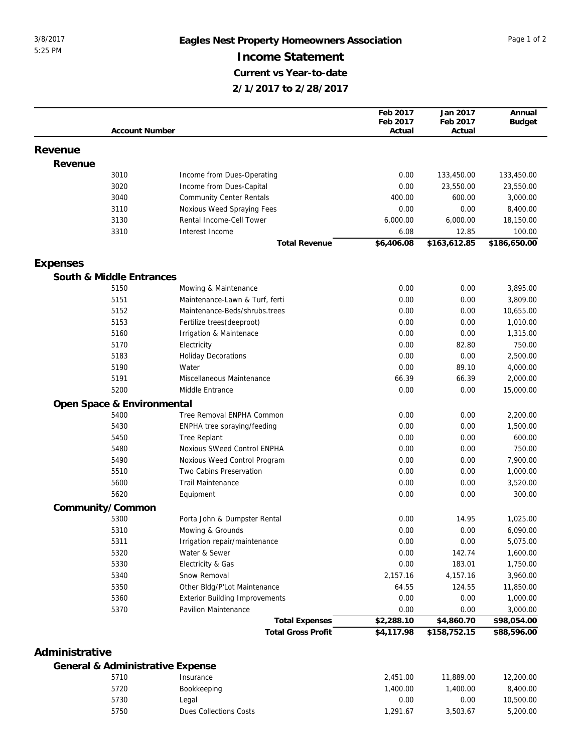# Eagles Nest Property Homeowners Association

## Income Statement

### Current vs Year-to-date

### 2/1/2017 to 2/28/2017

3/8/2017
5:25 PM

| Account Number | | Feb 2017 Feb 2017 Actual | Jan 2017 Feb 2017 Actual | Annual Budget |
|---|---|---|---|---|
| **Revenue** | | | | |
| **Revenue** | | | | |
| 3010 | Income from Dues-Operating | 0.00 | 133,450.00 | 133,450.00 |
| 3020 | Income from Dues-Capital | 0.00 | 23,550.00 | 23,550.00 |
| 3040 | Community Center Rentals | 400.00 | 600.00 | 3,000.00 |
| 3110 | Noxious Weed Spraying Fees | 0.00 | 0.00 | 8,400.00 |
| 3130 | Rental Income-Cell Tower | 6,000.00 | 6,000.00 | 18,150.00 |
| 3310 | Interest Income | 6.08 | 12.85 | 100.00 |
| | **Total Revenue** | **$6,406.08** | **$163,612.85** | **$186,650.00** |
| **Expenses** | | | | |
| **South & Middle Entrances** | | | | |
| 5150 | Mowing & Maintenance | 0.00 | 0.00 | 3,895.00 |
| 5151 | Maintenance-Lawn & Turf, ferti | 0.00 | 0.00 | 3,809.00 |
| 5152 | Maintenance-Beds/shrubs.trees | 0.00 | 0.00 | 10,655.00 |
| 5153 | Fertilize trees(deeproot) | 0.00 | 0.00 | 1,010.00 |
| 5160 | Irrigation & Maintenace | 0.00 | 0.00 | 1,315.00 |
| 5170 | Electricity | 0.00 | 82.80 | 750.00 |
| 5183 | Holiday Decorations | 0.00 | 0.00 | 2,500.00 |
| 5190 | Water | 0.00 | 89.10 | 4,000.00 |
| 5191 | Miscellaneous Maintenance | 66.39 | 66.39 | 2,000.00 |
| 5200 | Middle Entrance | 0.00 | 0.00 | 15,000.00 |
| **Open Space & Environmental** | | | | |
| 5400 | Tree Removal ENPHA Common | 0.00 | 0.00 | 2,200.00 |
| 5430 | ENPHA tree spraying/feeding | 0.00 | 0.00 | 1,500.00 |
| 5450 | Tree Replant | 0.00 | 0.00 | 600.00 |
| 5480 | Noxious SWeed Control ENPHA | 0.00 | 0.00 | 750.00 |
| 5490 | Noxious Weed Control Program | 0.00 | 0.00 | 7,900.00 |
| 5510 | Two Cabins Preservation | 0.00 | 0.00 | 1,000.00 |
| 5600 | Trail Maintenance | 0.00 | 0.00 | 3,520.00 |
| 5620 | Equipment | 0.00 | 0.00 | 300.00 |
| **Community/Common** | | | | |
| 5300 | Porta John & Dumpster Rental | 0.00 | 14.95 | 1,025.00 |
| 5310 | Mowing & Grounds | 0.00 | 0.00 | 6,090.00 |
| 5311 | Irrigation repair/maintenance | 0.00 | 0.00 | 5,075.00 |
| 5320 | Water & Sewer | 0.00 | 142.74 | 1,600.00 |
| 5330 | Electricity & Gas | 0.00 | 183.01 | 1,750.00 |
| 5340 | Snow Removal | 2,157.16 | 4,157.16 | 3,960.00 |
| 5350 | Other Bldg/P'Lot Maintenance | 64.55 | 124.55 | 11,850.00 |
| 5360 | Exterior Building Improvements | 0.00 | 0.00 | 1,000.00 |
| 5370 | Pavilion Maintenance | 0.00 | 0.00 | 3,000.00 |
| | **Total Expenses** | **$2,288.10** | **$4,860.70** | **$98,054.00** |
| | **Total Gross Profit** | **$4,117.98** | **$158,752.15** | **$88,596.00** |
| **Administrative** | | | | |
| **General & Administrative Expense** | | | | |
| 5710 | Insurance | 2,451.00 | 11,889.00 | 12,200.00 |
| 5720 | Bookkeeping | 1,400.00 | 1,400.00 | 8,400.00 |
| 5730 | Legal | 0.00 | 0.00 | 10,500.00 |
| 5750 | Dues Collections Costs | 1,291.67 | 3,503.67 | 5,200.00 |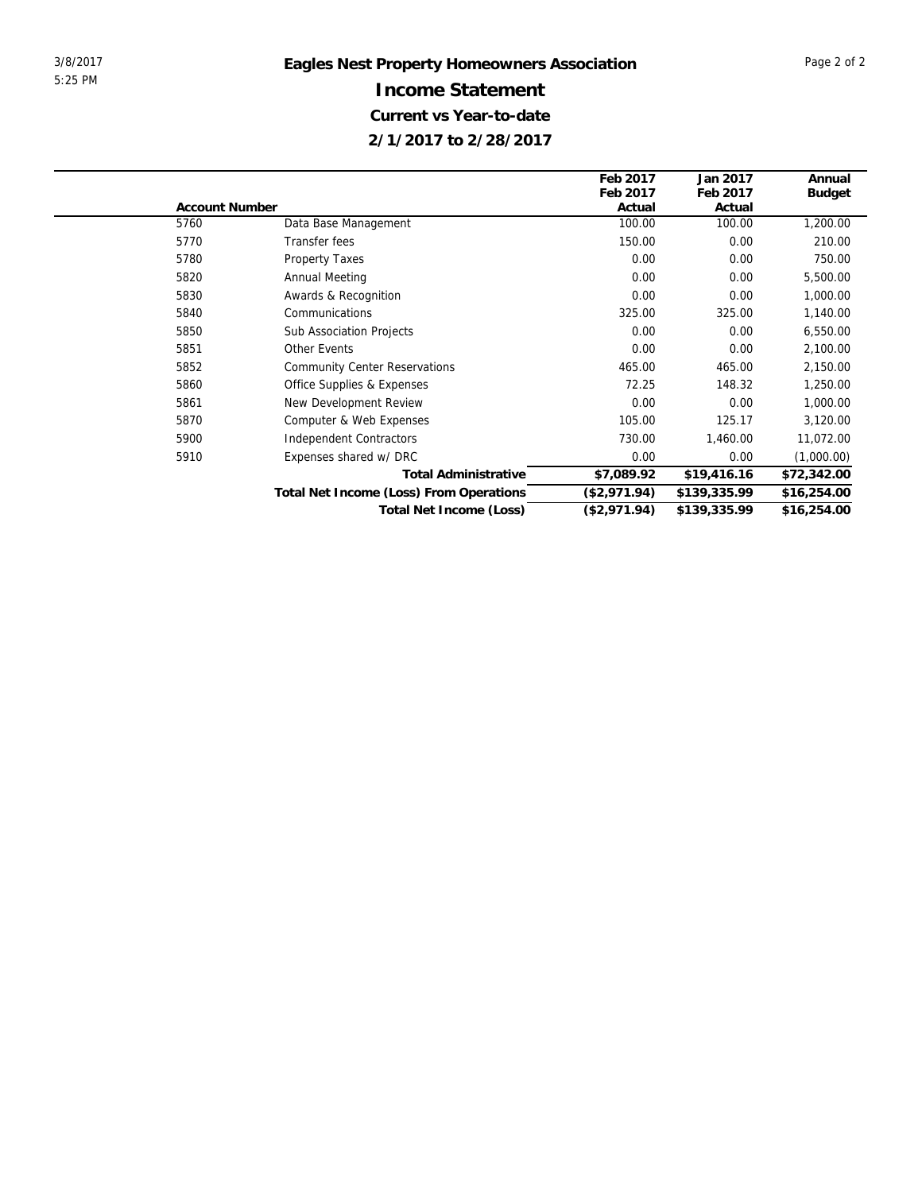# Eagles Nest Property Homeowners Association

## Income Statement

### Current vs Year-to-date

### 2/1/2017 to 2/28/2017

| Account Number | | Feb 2017 Feb 2017 Actual | Jan 2017 Feb 2017 Actual | Annual Budget |
|---|---|---|---|---|
| 5760 | Data Base Management | 100.00 | 100.00 | 1,200.00 |
| 5770 | Transfer fees | 150.00 | 0.00 | 210.00 |
| 5780 | Property Taxes | 0.00 | 0.00 | 750.00 |
| 5820 | Annual Meeting | 0.00 | 0.00 | 5,500.00 |
| 5830 | Awards & Recognition | 0.00 | 0.00 | 1,000.00 |
| 5840 | Communications | 325.00 | 325.00 | 1,140.00 |
| 5850 | Sub Association Projects | 0.00 | 0.00 | 6,550.00 |
| 5851 | Other Events | 0.00 | 0.00 | 2,100.00 |
| 5852 | Community Center Reservations | 465.00 | 465.00 | 2,150.00 |
| 5860 | Office Supplies & Expenses | 72.25 | 148.32 | 1,250.00 |
| 5861 | New Development Review | 0.00 | 0.00 | 1,000.00 |
| 5870 | Computer & Web Expenses | 105.00 | 125.17 | 3,120.00 |
| 5900 | Independent Contractors | 730.00 | 1,460.00 | 11,072.00 |
| 5910 | Expenses shared w/ DRC | 0.00 | 0.00 | (1,000.00) |
| | **Total Administrative** | **$7,089.92** | **$19,416.16** | **$72,342.00** |
| | **Total Net Income (Loss) From Operations** | **($2,971.94)** | **$139,335.99** | **$16,254.00** |
| | **Total Net Income (Loss)** | **($2,971.94)** | **$139,335.99** | **$16,254.00** |